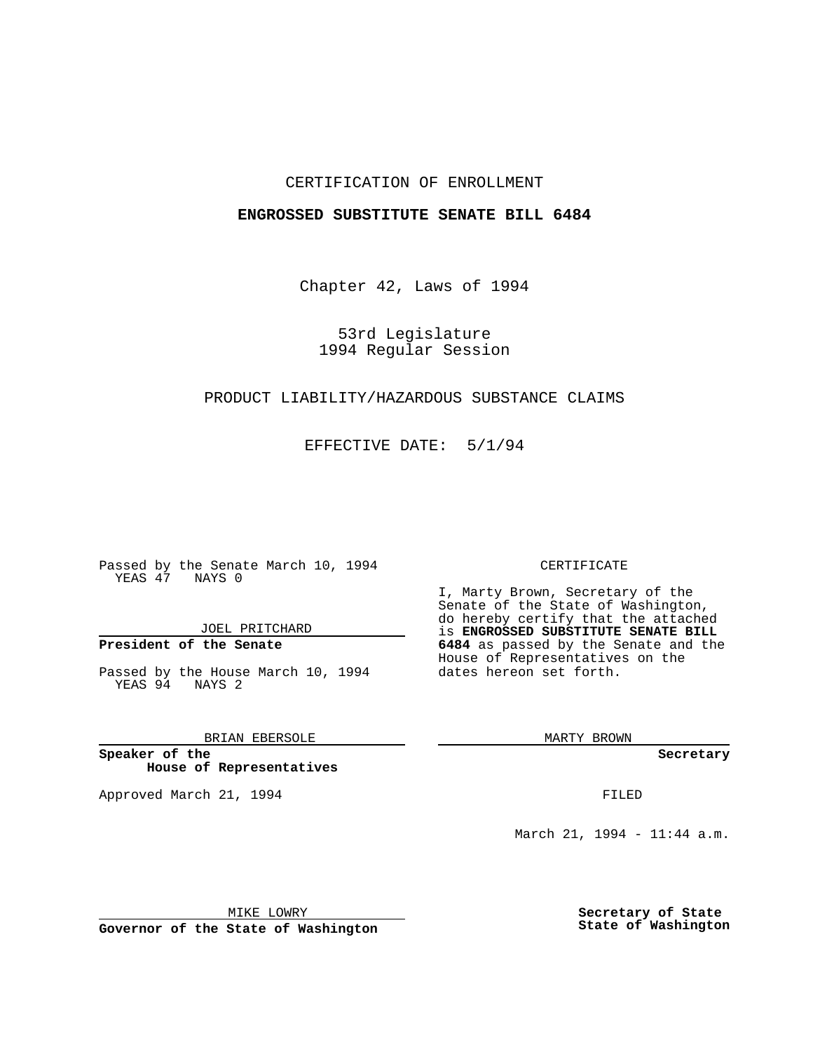CERTIFICATION OF ENROLLMENT

**ENGROSSED SUBSTITUTE SENATE BILL 6484**

Chapter 42, Laws of 1994

53rd Legislature
1994 Regular Session

PRODUCT LIABILITY/HAZARDOUS SUBSTANCE CLAIMS

EFFECTIVE DATE: 5/1/94

Passed by the Senate March 10, 1994
YEAS 47 NAYS 0

JOEL PRITCHARD

**President of the Senate**

Passed by the House March 10, 1994
YEAS 94 NAYS 2

BRIAN EBERSOLE

**Speaker of the House of Representatives**

Approved March 21, 1994

MIKE LOWRY

**Governor of the State of Washington**

CERTIFICATE

I, Marty Brown, Secretary of the Senate of the State of Washington, do hereby certify that the attached is **ENGROSSED SUBSTITUTE SENATE BILL 6484** as passed by the Senate and the House of Representatives on the dates hereon set forth.

MARTY BROWN

**Secretary**

FILED

March 21, 1994 - 11:44 a.m.

**Secretary of State**
**State of Washington**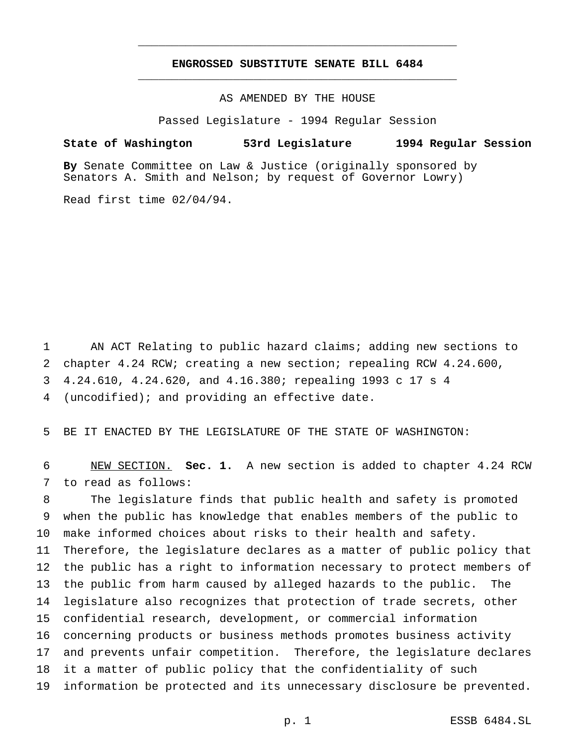# ENGROSSED SUBSTITUTE SENATE BILL 6484

AS AMENDED BY THE HOUSE

Passed Legislature - 1994 Regular Session

**State of Washington 53rd Legislature 1994 Regular Session**

**By** Senate Committee on Law & Justice (originally sponsored by Senators A. Smith and Nelson; by request of Governor Lowry)

Read first time 02/04/94.

AN ACT Relating to public hazard claims; adding new sections to chapter 4.24 RCW; creating a new section; repealing RCW 4.24.600, 4.24.610, 4.24.620, and 4.16.380; repealing 1993 c 17 s 4 (uncodified); and providing an effective date.

BE IT ENACTED BY THE LEGISLATURE OF THE STATE OF WASHINGTON:

NEW SECTION. **Sec. 1.** A new section is added to chapter 4.24 RCW to read as follows:

The legislature finds that public health and safety is promoted when the public has knowledge that enables members of the public to make informed choices about risks to their health and safety. Therefore, the legislature declares as a matter of public policy that the public has a right to information necessary to protect members of the public from harm caused by alleged hazards to the public. The legislature also recognizes that protection of trade secrets, other confidential research, development, or commercial information concerning products or business methods promotes business activity and prevents unfair competition. Therefore, the legislature declares it a matter of public policy that the confidentiality of such information be protected and its unnecessary disclosure be prevented.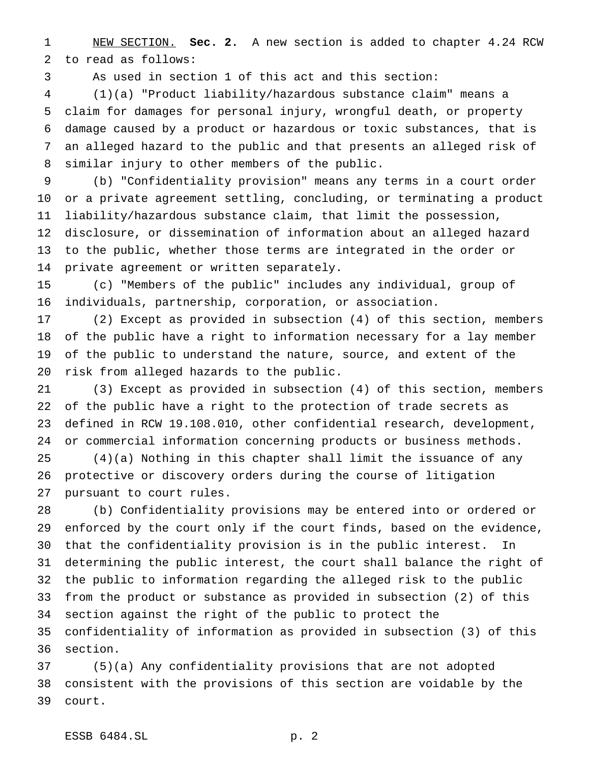NEW SECTION. **Sec. 2.** A new section is added to chapter 4.24 RCW to read as follows:

As used in section 1 of this act and this section:

(1)(a) "Product liability/hazardous substance claim" means a claim for damages for personal injury, wrongful death, or property damage caused by a product or hazardous or toxic substances, that is an alleged hazard to the public and that presents an alleged risk of similar injury to other members of the public.

(b) "Confidentiality provision" means any terms in a court order or a private agreement settling, concluding, or terminating a product liability/hazardous substance claim, that limit the possession, disclosure, or dissemination of information about an alleged hazard to the public, whether those terms are integrated in the order or private agreement or written separately.

(c) "Members of the public" includes any individual, group of individuals, partnership, corporation, or association.

(2) Except as provided in subsection (4) of this section, members of the public have a right to information necessary for a lay member of the public to understand the nature, source, and extent of the risk from alleged hazards to the public.

(3) Except as provided in subsection (4) of this section, members of the public have a right to the protection of trade secrets as defined in RCW 19.108.010, other confidential research, development, or commercial information concerning products or business methods.

(4)(a) Nothing in this chapter shall limit the issuance of any protective or discovery orders during the course of litigation pursuant to court rules.

(b) Confidentiality provisions may be entered into or ordered or enforced by the court only if the court finds, based on the evidence, that the confidentiality provision is in the public interest. In determining the public interest, the court shall balance the right of the public to information regarding the alleged risk to the public from the product or substance as provided in subsection (2) of this section against the right of the public to protect the confidentiality of information as provided in subsection (3) of this section.

(5)(a) Any confidentiality provisions that are not adopted consistent with the provisions of this section are voidable by the court.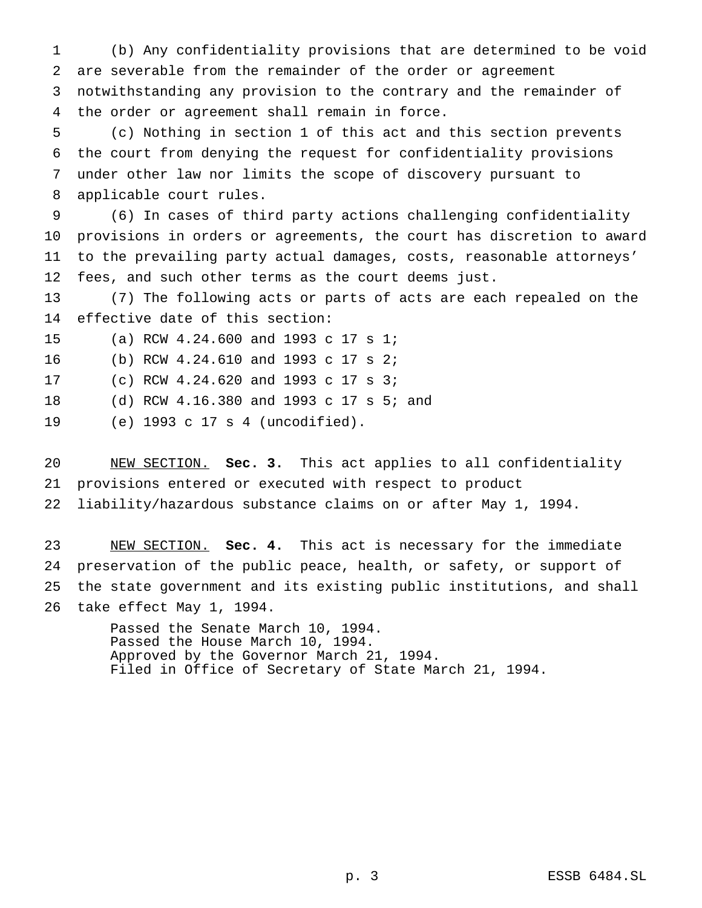(b) Any confidentiality provisions that are determined to be void are severable from the remainder of the order or agreement notwithstanding any provision to the contrary and the remainder of the order or agreement shall remain in force.

(c) Nothing in section 1 of this act and this section prevents the court from denying the request for confidentiality provisions under other law nor limits the scope of discovery pursuant to applicable court rules.

(6) In cases of third party actions challenging confidentiality provisions in orders or agreements, the court has discretion to award to the prevailing party actual damages, costs, reasonable attorneys' fees, and such other terms as the court deems just.

(7) The following acts or parts of acts are each repealed on the effective date of this section:

(a) RCW 4.24.600 and 1993 c 17 s 1;

(b) RCW 4.24.610 and 1993 c 17 s 2;

(c) RCW 4.24.620 and 1993 c 17 s 3;

(d) RCW 4.16.380 and 1993 c 17 s 5; and

(e) 1993 c 17 s 4 (uncodified).

NEW SECTION. **Sec. 3.** This act applies to all confidentiality provisions entered or executed with respect to product liability/hazardous substance claims on or after May 1, 1994.

NEW SECTION. **Sec. 4.** This act is necessary for the immediate preservation of the public peace, health, or safety, or support of the state government and its existing public institutions, and shall take effect May 1, 1994.

Passed the Senate March 10, 1994.
Passed the House March 10, 1994.
Approved by the Governor March 21, 1994.
Filed in Office of Secretary of State March 21, 1994.